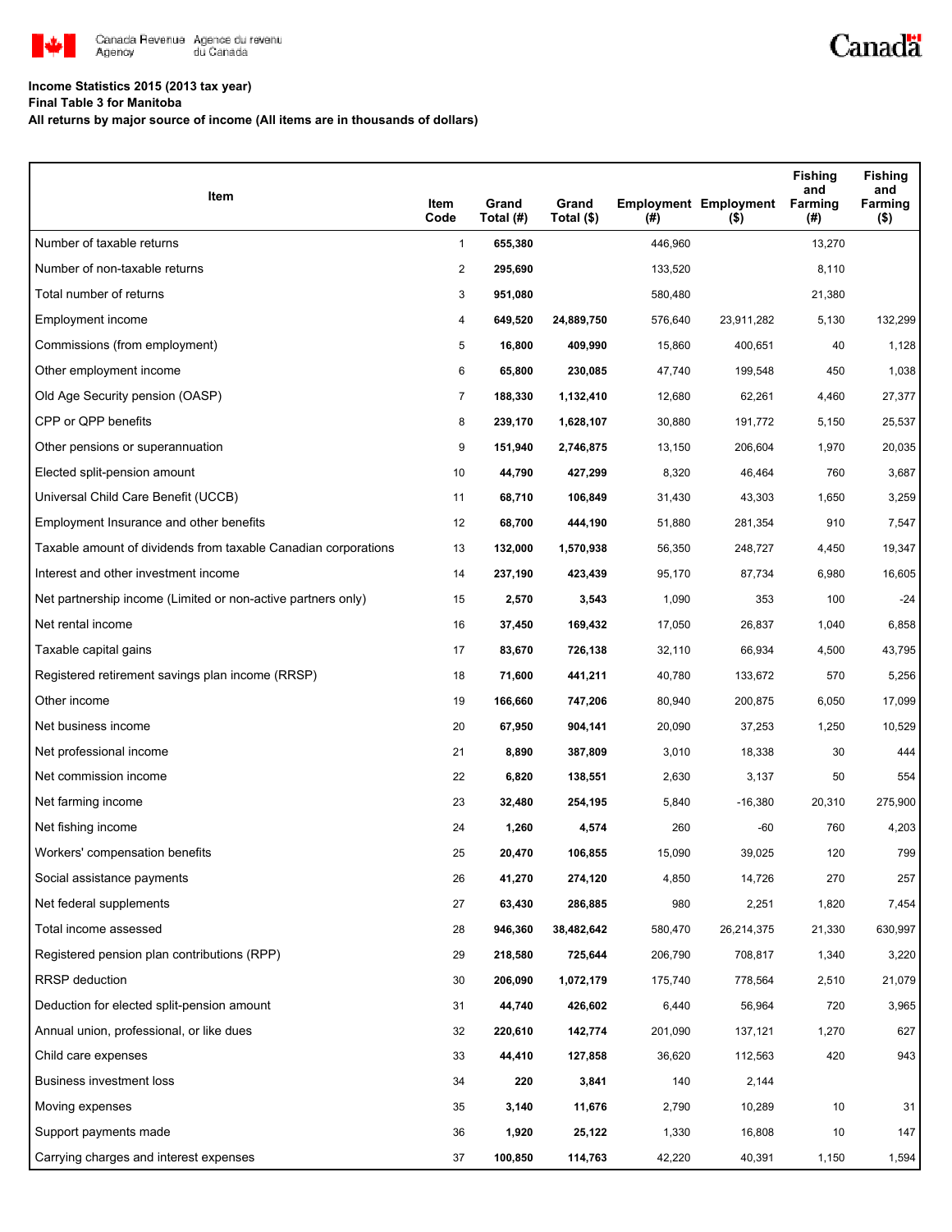**Income Statistics 2015 (2013 tax year)**
**Final Table 3 for Manitoba**
**All returns by major source of income (All items are in thousands of dollars)**

| Item | Item Code | Grand Total (#) | Grand Total ($) | Employment (#) | Employment ($) | Fishing and Farming (#) | Fishing and Farming ($) |
|---|---|---|---|---|---|---|---|
| Number of taxable returns | 1 | **655,380** | | 446,960 | | 13,270 | |
| Number of non-taxable returns | 2 | **295,690** | | 133,520 | | 8,110 | |
| Total number of returns | 3 | **951,080** | | 580,480 | | 21,380 | |
| Employment income | 4 | **649,520** | **24,889,750** | 576,640 | 23,911,282 | 5,130 | 132,299 |
| Commissions (from employment) | 5 | **16,800** | **409,990** | 15,860 | 400,651 | 40 | 1,128 |
| Other employment income | 6 | **65,800** | **230,085** | 47,740 | 199,548 | 450 | 1,038 |
| Old Age Security pension (OASP) | 7 | **188,330** | **1,132,410** | 12,680 | 62,261 | 4,460 | 27,377 |
| CPP or QPP benefits | 8 | **239,170** | **1,628,107** | 30,880 | 191,772 | 5,150 | 25,537 |
| Other pensions or superannuation | 9 | **151,940** | **2,746,875** | 13,150 | 206,604 | 1,970 | 20,035 |
| Elected split-pension amount | 10 | **44,790** | **427,299** | 8,320 | 46,464 | 760 | 3,687 |
| Universal Child Care Benefit (UCCB) | 11 | **68,710** | **106,849** | 31,430 | 43,303 | 1,650 | 3,259 |
| Employment Insurance and other benefits | 12 | **68,700** | **444,190** | 51,880 | 281,354 | 910 | 7,547 |
| Taxable amount of dividends from taxable Canadian corporations | 13 | **132,000** | **1,570,938** | 56,350 | 248,727 | 4,450 | 19,347 |
| Interest and other investment income | 14 | **237,190** | **423,439** | 95,170 | 87,734 | 6,980 | 16,605 |
| Net partnership income (Limited or non-active partners only) | 15 | **2,570** | **3,543** | 1,090 | 353 | 100 | -24 |
| Net rental income | 16 | **37,450** | **169,432** | 17,050 | 26,837 | 1,040 | 6,858 |
| Taxable capital gains | 17 | **83,670** | **726,138** | 32,110 | 66,934 | 4,500 | 43,795 |
| Registered retirement savings plan income (RRSP) | 18 | **71,600** | **441,211** | 40,780 | 133,672 | 570 | 5,256 |
| Other income | 19 | **166,660** | **747,206** | 80,940 | 200,875 | 6,050 | 17,099 |
| Net business income | 20 | **67,950** | **904,141** | 20,090 | 37,253 | 1,250 | 10,529 |
| Net professional income | 21 | **8,890** | **387,809** | 3,010 | 18,338 | 30 | 444 |
| Net commission income | 22 | **6,820** | **138,551** | 2,630 | 3,137 | 50 | 554 |
| Net farming income | 23 | **32,480** | **254,195** | 5,840 | -16,380 | 20,310 | 275,900 |
| Net fishing income | 24 | **1,260** | **4,574** | 260 | -60 | 760 | 4,203 |
| Workers' compensation benefits | 25 | **20,470** | **106,855** | 15,090 | 39,025 | 120 | 799 |
| Social assistance payments | 26 | **41,270** | **274,120** | 4,850 | 14,726 | 270 | 257 |
| Net federal supplements | 27 | **63,430** | **286,885** | 980 | 2,251 | 1,820 | 7,454 |
| Total income assessed | 28 | **946,360** | **38,482,642** | 580,470 | 26,214,375 | 21,330 | 630,997 |
| Registered pension plan contributions (RPP) | 29 | **218,580** | **725,644** | 206,790 | 708,817 | 1,340 | 3,220 |
| RRSP deduction | 30 | **206,090** | **1,072,179** | 175,740 | 778,564 | 2,510 | 21,079 |
| Deduction for elected split-pension amount | 31 | **44,740** | **426,602** | 6,440 | 56,964 | 720 | 3,965 |
| Annual union, professional, or like dues | 32 | **220,610** | **142,774** | 201,090 | 137,121 | 1,270 | 627 |
| Child care expenses | 33 | **44,410** | **127,858** | 36,620 | 112,563 | 420 | 943 |
| Business investment loss | 34 | **220** | **3,841** | 140 | 2,144 | | |
| Moving expenses | 35 | **3,140** | **11,676** | 2,790 | 10,289 | 10 | 31 |
| Support payments made | 36 | **1,920** | **25,122** | 1,330 | 16,808 | 10 | 147 |
| Carrying charges and interest expenses | 37 | **100,850** | **114,763** | 42,220 | 40,391 | 1,150 | 1,594 |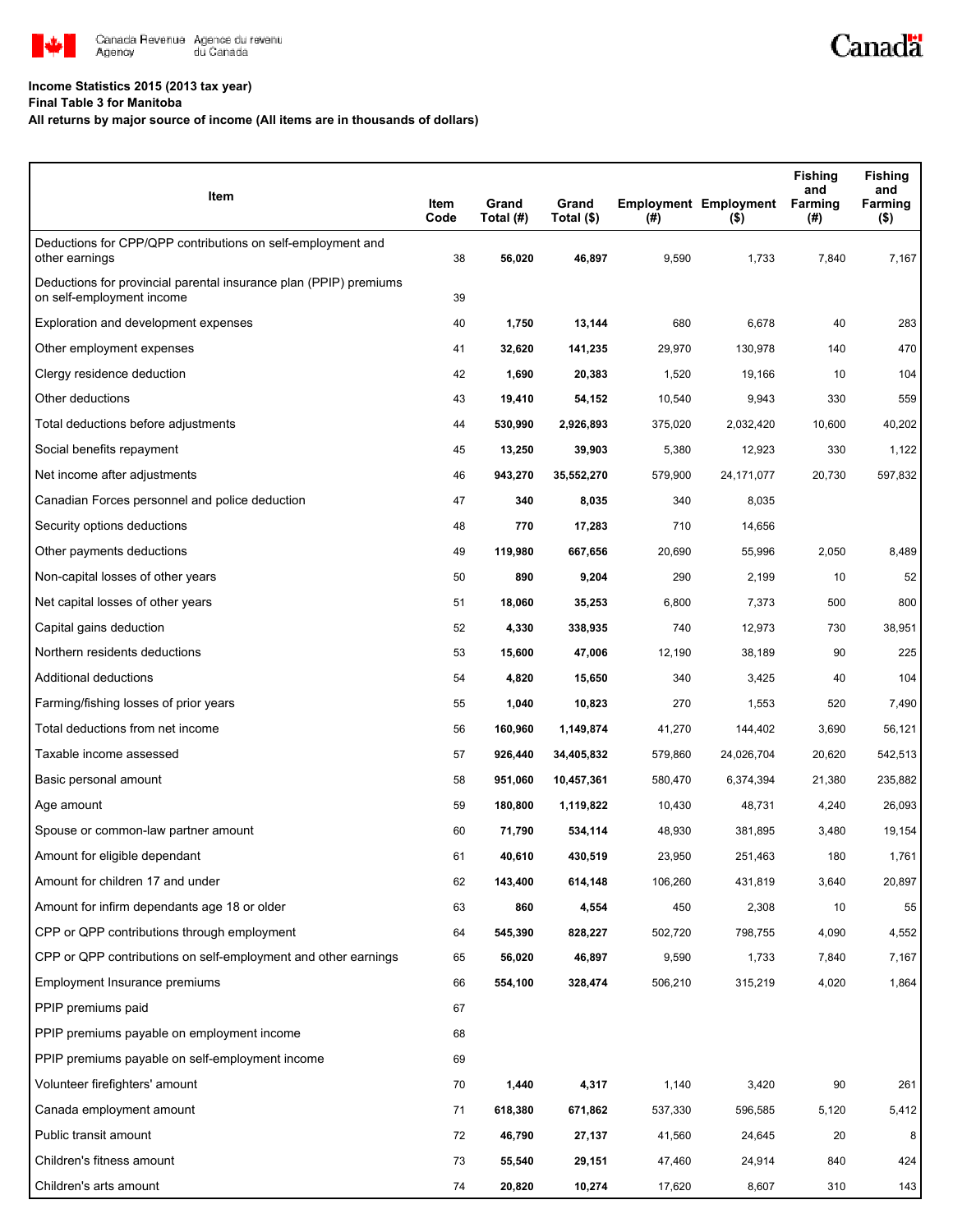Canada Revenue Agency / Agence du revenu du Canada

**Income Statistics 2015 (2013 tax year)**
**Final Table 3 for Manitoba**
**All returns by major source of income (All items are in thousands of dollars)**

| Item | Item Code | Grand Total (#) | Grand Total ($) | Employment (#) | Employment ($) | Fishing and Farming (#) | Fishing and Farming ($) |
|---|---|---|---|---|---|---|---|
| Deductions for CPP/QPP contributions on self-employment and other earnings | 38 | **56,020** | **46,897** | 9,590 | 1,733 | 7,840 | 7,167 |
| Deductions for provincial parental insurance plan (PPIP) premiums on self-employment income | 39 | | | | | | |
| Exploration and development expenses | 40 | **1,750** | **13,144** | 680 | 6,678 | 40 | 283 |
| Other employment expenses | 41 | **32,620** | **141,235** | 29,970 | 130,978 | 140 | 470 |
| Clergy residence deduction | 42 | **1,690** | **20,383** | 1,520 | 19,166 | 10 | 104 |
| Other deductions | 43 | **19,410** | **54,152** | 10,540 | 9,943 | 330 | 559 |
| Total deductions before adjustments | 44 | **530,990** | **2,926,893** | 375,020 | 2,032,420 | 10,600 | 40,202 |
| Social benefits repayment | 45 | **13,250** | **39,903** | 5,380 | 12,923 | 330 | 1,122 |
| Net income after adjustments | 46 | **943,270** | **35,552,270** | 579,900 | 24,171,077 | 20,730 | 597,832 |
| Canadian Forces personnel and police deduction | 47 | **340** | **8,035** | 340 | 8,035 | | |
| Security options deductions | 48 | **770** | **17,283** | 710 | 14,656 | | |
| Other payments deductions | 49 | **119,980** | **667,656** | 20,690 | 55,996 | 2,050 | 8,489 |
| Non-capital losses of other years | 50 | **890** | **9,204** | 290 | 2,199 | 10 | 52 |
| Net capital losses of other years | 51 | **18,060** | **35,253** | 6,800 | 7,373 | 500 | 800 |
| Capital gains deduction | 52 | **4,330** | **338,935** | 740 | 12,973 | 730 | 38,951 |
| Northern residents deductions | 53 | **15,600** | **47,006** | 12,190 | 38,189 | 90 | 225 |
| Additional deductions | 54 | **4,820** | **15,650** | 340 | 3,425 | 40 | 104 |
| Farming/fishing losses of prior years | 55 | **1,040** | **10,823** | 270 | 1,553 | 520 | 7,490 |
| Total deductions from net income | 56 | **160,960** | **1,149,874** | 41,270 | 144,402 | 3,690 | 56,121 |
| Taxable income assessed | 57 | **926,440** | **34,405,832** | 579,860 | 24,026,704 | 20,620 | 542,513 |
| Basic personal amount | 58 | **951,060** | **10,457,361** | 580,470 | 6,374,394 | 21,380 | 235,882 |
| Age amount | 59 | **180,800** | **1,119,822** | 10,430 | 48,731 | 4,240 | 26,093 |
| Spouse or common-law partner amount | 60 | **71,790** | **534,114** | 48,930 | 381,895 | 3,480 | 19,154 |
| Amount for eligible dependant | 61 | **40,610** | **430,519** | 23,950 | 251,463 | 180 | 1,761 |
| Amount for children 17 and under | 62 | **143,400** | **614,148** | 106,260 | 431,819 | 3,640 | 20,897 |
| Amount for infirm dependants age 18 or older | 63 | **860** | **4,554** | 450 | 2,308 | 10 | 55 |
| CPP or QPP contributions through employment | 64 | **545,390** | **828,227** | 502,720 | 798,755 | 4,090 | 4,552 |
| CPP or QPP contributions on self-employment and other earnings | 65 | **56,020** | **46,897** | 9,590 | 1,733 | 7,840 | 7,167 |
| Employment Insurance premiums | 66 | **554,100** | **328,474** | 506,210 | 315,219 | 4,020 | 1,864 |
| PPIP premiums paid | 67 | | | | | | |
| PPIP premiums payable on employment income | 68 | | | | | | |
| PPIP premiums payable on self-employment income | 69 | | | | | | |
| Volunteer firefighters' amount | 70 | **1,440** | **4,317** | 1,140 | 3,420 | 90 | 261 |
| Canada employment amount | 71 | **618,380** | **671,862** | 537,330 | 596,585 | 5,120 | 5,412 |
| Public transit amount | 72 | **46,790** | **27,137** | 41,560 | 24,645 | 20 | 8 |
| Children's fitness amount | 73 | **55,540** | **29,151** | 47,460 | 24,914 | 840 | 424 |
| Children's arts amount | 74 | **20,820** | **10,274** | 17,620 | 8,607 | 310 | 143 |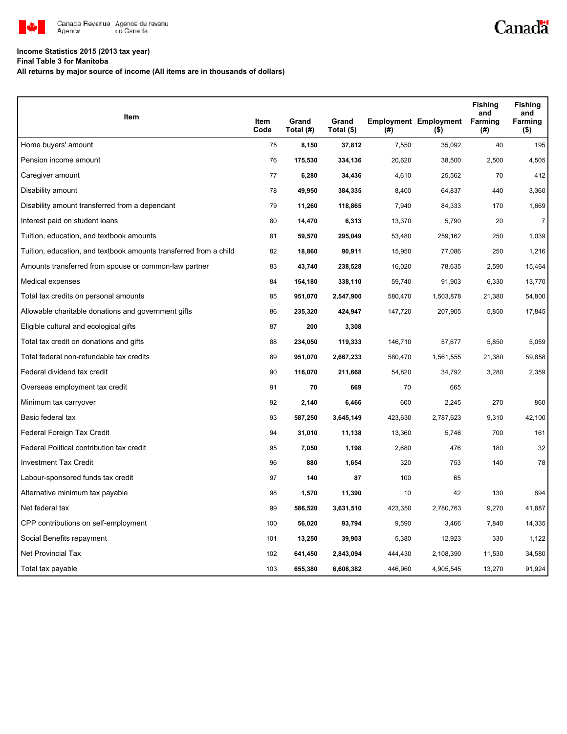**Income Statistics 2015 (2013 tax year)**

**Final Table 3 for Manitoba**

**All returns by major source of income (All items are in thousands of dollars)**

| Item | Item Code | Grand Total (#) | Grand Total ($) | Employment (#) | Employment ($) | Fishing and Farming (#) | Fishing and Farming ($) |
|---|---|---|---|---|---|---|---|
| Home buyers' amount | 75 | **8,150** | **37,812** | 7,550 | 35,092 | 40 | 195 |
| Pension income amount | 76 | **175,530** | **334,136** | 20,620 | 38,500 | 2,500 | 4,505 |
| Caregiver amount | 77 | **6,280** | **34,436** | 4,610 | 25,562 | 70 | 412 |
| Disability amount | 78 | **49,950** | **384,335** | 8,400 | 64,837 | 440 | 3,360 |
| Disability amount transferred from a dependant | 79 | **11,260** | **118,865** | 7,940 | 84,333 | 170 | 1,669 |
| Interest paid on student loans | 80 | **14,470** | **6,313** | 13,370 | 5,790 | 20 | 7 |
| Tuition, education, and textbook amounts | 81 | **59,570** | **295,049** | 53,480 | 259,162 | 250 | 1,039 |
| Tuition, education, and textbook amounts transferred from a child | 82 | **18,860** | **90,911** | 15,950 | 77,086 | 250 | 1,216 |
| Amounts transferred from spouse or common-law partner | 83 | **43,740** | **238,528** | 16,020 | 78,635 | 2,590 | 15,464 |
| Medical expenses | 84 | **154,180** | **338,110** | 59,740 | 91,903 | 6,330 | 13,770 |
| Total tax credits on personal amounts | 85 | **951,070** | **2,547,900** | 580,470 | 1,503,878 | 21,380 | 54,800 |
| Allowable charitable donations and government gifts | 86 | **235,320** | **424,947** | 147,720 | 207,905 | 5,850 | 17,845 |
| Eligible cultural and ecological gifts | 87 | **200** | **3,308** | | | | |
| Total tax credit on donations and gifts | 88 | **234,050** | **119,333** | 146,710 | 57,677 | 5,850 | 5,059 |
| Total federal non-refundable tax credits | 89 | **951,070** | **2,667,233** | 580,470 | 1,561,555 | 21,380 | 59,858 |
| Federal dividend tax credit | 90 | **116,070** | **211,668** | 54,820 | 34,792 | 3,280 | 2,359 |
| Overseas employment tax credit | 91 | **70** | **669** | 70 | 665 | | |
| Minimum tax carryover | 92 | **2,140** | **6,466** | 600 | 2,245 | 270 | 860 |
| Basic federal tax | 93 | **587,250** | **3,645,149** | 423,630 | 2,787,623 | 9,310 | 42,100 |
| Federal Foreign Tax Credit | 94 | **31,010** | **11,138** | 13,360 | 5,746 | 700 | 161 |
| Federal Political contribution tax credit | 95 | **7,050** | **1,198** | 2,680 | 476 | 180 | 32 |
| Investment Tax Credit | 96 | **880** | **1,654** | 320 | 753 | 140 | 78 |
| Labour-sponsored funds tax credit | 97 | **140** | **87** | 100 | 65 | | |
| Alternative minimum tax payable | 98 | **1,570** | **11,390** | 10 | 42 | 130 | 894 |
| Net federal tax | 99 | **586,520** | **3,631,510** | 423,350 | 2,780,763 | 9,270 | 41,887 |
| CPP contributions on self-employment | 100 | **56,020** | **93,794** | 9,590 | 3,466 | 7,840 | 14,335 |
| Social Benefits repayment | 101 | **13,250** | **39,903** | 5,380 | 12,923 | 330 | 1,122 |
| Net Provincial Tax | 102 | **641,450** | **2,843,094** | 444,430 | 2,108,390 | 11,530 | 34,580 |
| Total tax payable | 103 | **655,380** | **6,608,382** | 446,960 | 4,905,545 | 13,270 | 91,924 |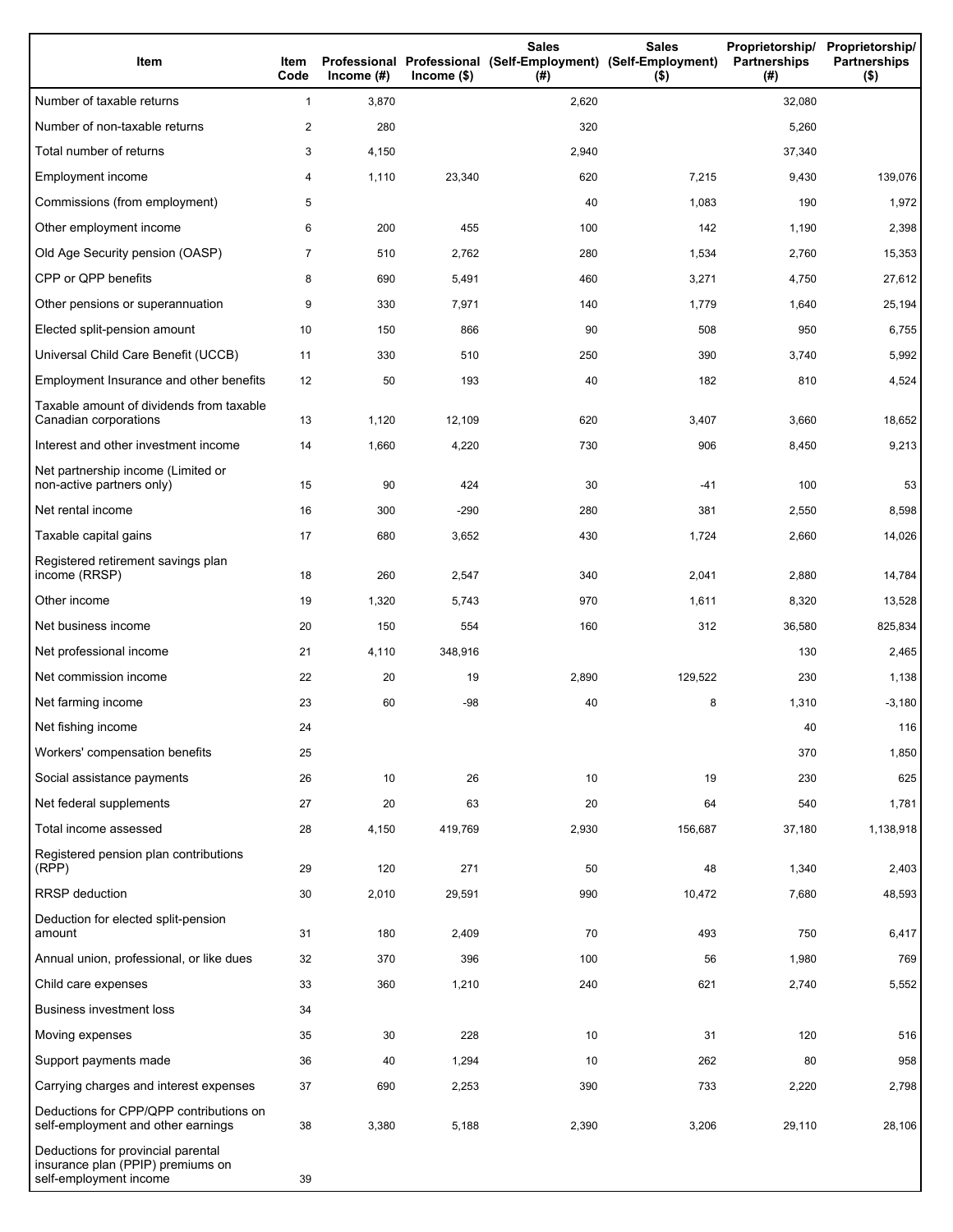| Item | Item Code | Professional Income (#) | Professional Income ($) | Sales (Self-Employment) (#) | Sales (Self-Employment) ($) | Proprietorship/ Partnerships (#) | Proprietorship/ Partnerships ($) |
|---|---|---|---|---|---|---|---|
| Number of taxable returns | 1 | 3,870 | | 2,620 | | 32,080 | |
| Number of non-taxable returns | 2 | 280 | | 320 | | 5,260 | |
| Total number of returns | 3 | 4,150 | | 2,940 | | 37,340 | |
| Employment income | 4 | 1,110 | 23,340 | 620 | 7,215 | 9,430 | 139,076 |
| Commissions (from employment) | 5 | | | 40 | 1,083 | 190 | 1,972 |
| Other employment income | 6 | 200 | 455 | 100 | 142 | 1,190 | 2,398 |
| Old Age Security pension (OASP) | 7 | 510 | 2,762 | 280 | 1,534 | 2,760 | 15,353 |
| CPP or QPP benefits | 8 | 690 | 5,491 | 460 | 3,271 | 4,750 | 27,612 |
| Other pensions or superannuation | 9 | 330 | 7,971 | 140 | 1,779 | 1,640 | 25,194 |
| Elected split-pension amount | 10 | 150 | 866 | 90 | 508 | 950 | 6,755 |
| Universal Child Care Benefit (UCCB) | 11 | 330 | 510 | 250 | 390 | 3,740 | 5,992 |
| Employment Insurance and other benefits | 12 | 50 | 193 | 40 | 182 | 810 | 4,524 |
| Taxable amount of dividends from taxable Canadian corporations | 13 | 1,120 | 12,109 | 620 | 3,407 | 3,660 | 18,652 |
| Interest and other investment income | 14 | 1,660 | 4,220 | 730 | 906 | 8,450 | 9,213 |
| Net partnership income (Limited or non-active partners only) | 15 | 90 | 424 | 30 | -41 | 100 | 53 |
| Net rental income | 16 | 300 | -290 | 280 | 381 | 2,550 | 8,598 |
| Taxable capital gains | 17 | 680 | 3,652 | 430 | 1,724 | 2,660 | 14,026 |
| Registered retirement savings plan income (RRSP) | 18 | 260 | 2,547 | 340 | 2,041 | 2,880 | 14,784 |
| Other income | 19 | 1,320 | 5,743 | 970 | 1,611 | 8,320 | 13,528 |
| Net business income | 20 | 150 | 554 | 160 | 312 | 36,580 | 825,834 |
| Net professional income | 21 | 4,110 | 348,916 | | | 130 | 2,465 |
| Net commission income | 22 | 20 | 19 | 2,890 | 129,522 | 230 | 1,138 |
| Net farming income | 23 | 60 | -98 | 40 | 8 | 1,310 | -3,180 |
| Net fishing income | 24 | | | | | 40 | 116 |
| Workers' compensation benefits | 25 | | | | | 370 | 1,850 |
| Social assistance payments | 26 | 10 | 26 | 10 | 19 | 230 | 625 |
| Net federal supplements | 27 | 20 | 63 | 20 | 64 | 540 | 1,781 |
| Total income assessed | 28 | 4,150 | 419,769 | 2,930 | 156,687 | 37,180 | 1,138,918 |
| Registered pension plan contributions (RPP) | 29 | 120 | 271 | 50 | 48 | 1,340 | 2,403 |
| RRSP deduction | 30 | 2,010 | 29,591 | 990 | 10,472 | 7,680 | 48,593 |
| Deduction for elected split-pension amount | 31 | 180 | 2,409 | 70 | 493 | 750 | 6,417 |
| Annual union, professional, or like dues | 32 | 370 | 396 | 100 | 56 | 1,980 | 769 |
| Child care expenses | 33 | 360 | 1,210 | 240 | 621 | 2,740 | 5,552 |
| Business investment loss | 34 | | | | | | |
| Moving expenses | 35 | 30 | 228 | 10 | 31 | 120 | 516 |
| Support payments made | 36 | 40 | 1,294 | 10 | 262 | 80 | 958 |
| Carrying charges and interest expenses | 37 | 690 | 2,253 | 390 | 733 | 2,220 | 2,798 |
| Deductions for CPP/QPP contributions on self-employment and other earnings | 38 | 3,380 | 5,188 | 2,390 | 3,206 | 29,110 | 28,106 |
| Deductions for provincial parental insurance plan (PPIP) premiums on self-employment income | 39 | | | | | | |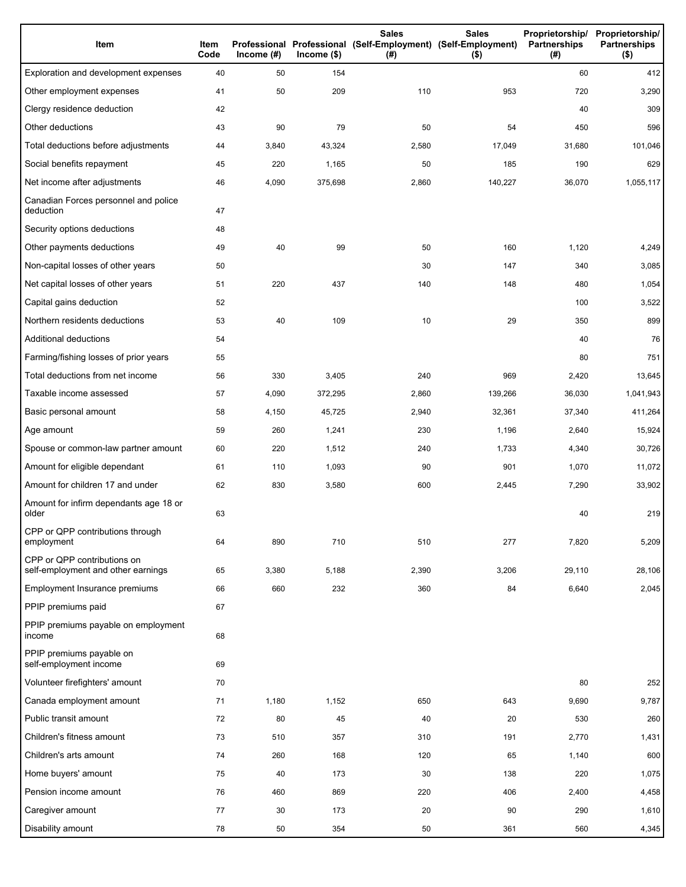| Item | Item Code | Professional Income (#) | Professional Income ($) | Sales (Self-Employment) (#) | Sales (Self-Employment) ($) | Proprietorship/ Partnerships (#) | Proprietorship/ Partnerships ($) |
|---|---|---|---|---|---|---|---|
| Exploration and development expenses | 40 | 50 | 154 | | | 60 | 412 |
| Other employment expenses | 41 | 50 | 209 | 110 | 953 | 720 | 3,290 |
| Clergy residence deduction | 42 | | | | | 40 | 309 |
| Other deductions | 43 | 90 | 79 | 50 | 54 | 450 | 596 |
| Total deductions before adjustments | 44 | 3,840 | 43,324 | 2,580 | 17,049 | 31,680 | 101,046 |
| Social benefits repayment | 45 | 220 | 1,165 | 50 | 185 | 190 | 629 |
| Net income after adjustments | 46 | 4,090 | 375,698 | 2,860 | 140,227 | 36,070 | 1,055,117 |
| Canadian Forces personnel and police deduction | 47 | | | | | | |
| Security options deductions | 48 | | | | | | |
| Other payments deductions | 49 | 40 | 99 | 50 | 160 | 1,120 | 4,249 |
| Non-capital losses of other years | 50 | | | 30 | 147 | 340 | 3,085 |
| Net capital losses of other years | 51 | 220 | 437 | 140 | 148 | 480 | 1,054 |
| Capital gains deduction | 52 | | | | | 100 | 3,522 |
| Northern residents deductions | 53 | 40 | 109 | 10 | 29 | 350 | 899 |
| Additional deductions | 54 | | | | | 40 | 76 |
| Farming/fishing losses of prior years | 55 | | | | | 80 | 751 |
| Total deductions from net income | 56 | 330 | 3,405 | 240 | 969 | 2,420 | 13,645 |
| Taxable income assessed | 57 | 4,090 | 372,295 | 2,860 | 139,266 | 36,030 | 1,041,943 |
| Basic personal amount | 58 | 4,150 | 45,725 | 2,940 | 32,361 | 37,340 | 411,264 |
| Age amount | 59 | 260 | 1,241 | 230 | 1,196 | 2,640 | 15,924 |
| Spouse or common-law partner amount | 60 | 220 | 1,512 | 240 | 1,733 | 4,340 | 30,726 |
| Amount for eligible dependant | 61 | 110 | 1,093 | 90 | 901 | 1,070 | 11,072 |
| Amount for children 17 and under | 62 | 830 | 3,580 | 600 | 2,445 | 7,290 | 33,902 |
| Amount for infirm dependants age 18 or older | 63 | | | | | 40 | 219 |
| CPP or QPP contributions through employment | 64 | 890 | 710 | 510 | 277 | 7,820 | 5,209 |
| CPP or QPP contributions on self-employment and other earnings | 65 | 3,380 | 5,188 | 2,390 | 3,206 | 29,110 | 28,106 |
| Employment Insurance premiums | 66 | 660 | 232 | 360 | 84 | 6,640 | 2,045 |
| PPIP premiums paid | 67 | | | | | | |
| PPIP premiums payable on employment income | 68 | | | | | | |
| PPIP premiums payable on self-employment income | 69 | | | | | | |
| Volunteer firefighters' amount | 70 | | | | | 80 | 252 |
| Canada employment amount | 71 | 1,180 | 1,152 | 650 | 643 | 9,690 | 9,787 |
| Public transit amount | 72 | 80 | 45 | 40 | 20 | 530 | 260 |
| Children's fitness amount | 73 | 510 | 357 | 310 | 191 | 2,770 | 1,431 |
| Children's arts amount | 74 | 260 | 168 | 120 | 65 | 1,140 | 600 |
| Home buyers' amount | 75 | 40 | 173 | 30 | 138 | 220 | 1,075 |
| Pension income amount | 76 | 460 | 869 | 220 | 406 | 2,400 | 4,458 |
| Caregiver amount | 77 | 30 | 173 | 20 | 90 | 290 | 1,610 |
| Disability amount | 78 | 50 | 354 | 50 | 361 | 560 | 4,345 |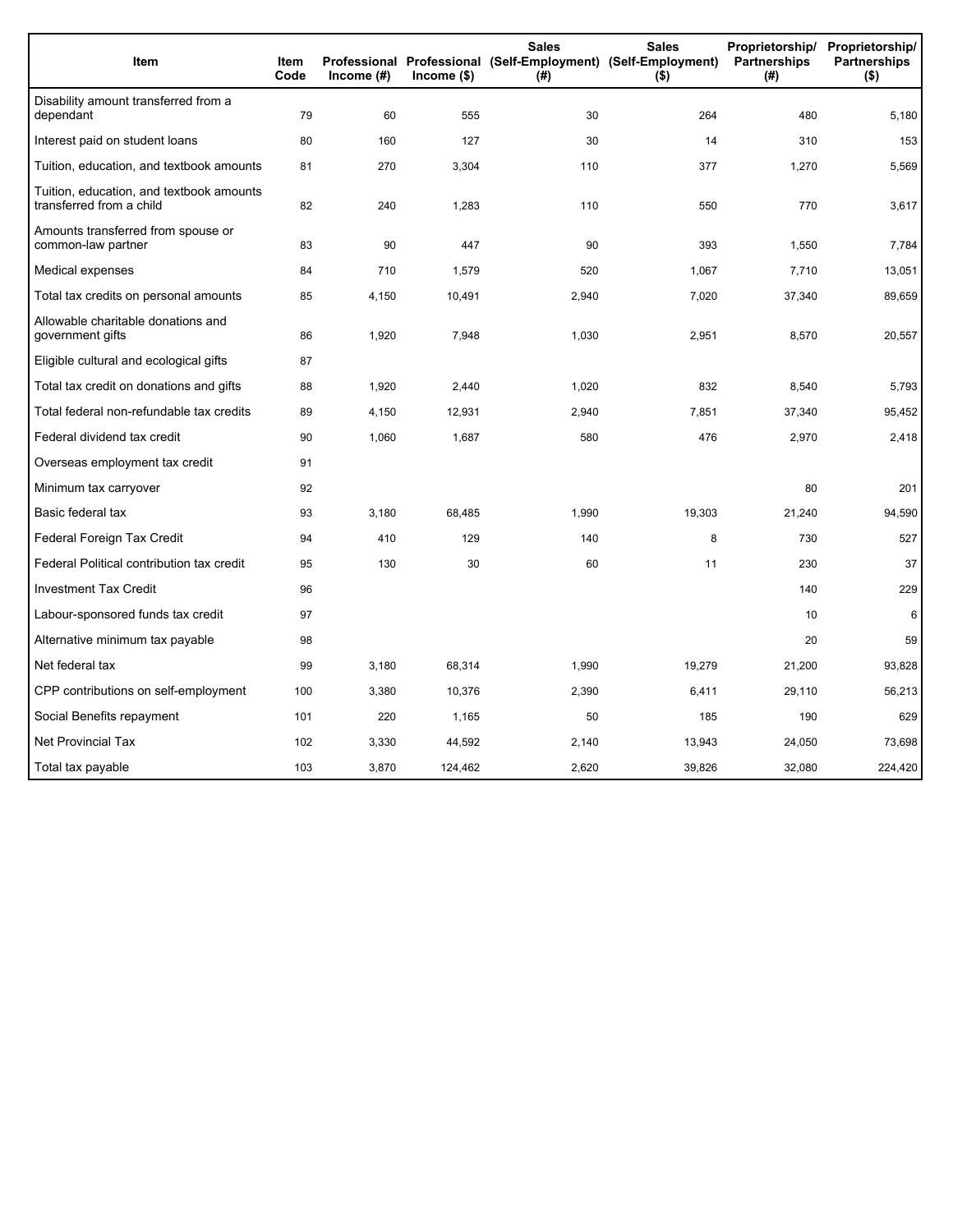| Item | Item Code | Professional Income (#) | Professional Income ($) | Sales (Self-Employment) (#) | Sales (Self-Employment) ($) | Proprietorship/ Partnerships (#) | Proprietorship/ Partnerships ($) |
|---|---|---|---|---|---|---|---|
| Disability amount transferred from a dependant | 79 | 60 | 555 | 30 | 264 | 480 | 5,180 |
| Interest paid on student loans | 80 | 160 | 127 | 30 | 14 | 310 | 153 |
| Tuition, education, and textbook amounts | 81 | 270 | 3,304 | 110 | 377 | 1,270 | 5,569 |
| Tuition, education, and textbook amounts transferred from a child | 82 | 240 | 1,283 | 110 | 550 | 770 | 3,617 |
| Amounts transferred from spouse or common-law partner | 83 | 90 | 447 | 90 | 393 | 1,550 | 7,784 |
| Medical expenses | 84 | 710 | 1,579 | 520 | 1,067 | 7,710 | 13,051 |
| Total tax credits on personal amounts | 85 | 4,150 | 10,491 | 2,940 | 7,020 | 37,340 | 89,659 |
| Allowable charitable donations and government gifts | 86 | 1,920 | 7,948 | 1,030 | 2,951 | 8,570 | 20,557 |
| Eligible cultural and ecological gifts | 87 | | | | | | |
| Total tax credit on donations and gifts | 88 | 1,920 | 2,440 | 1,020 | 832 | 8,540 | 5,793 |
| Total federal non-refundable tax credits | 89 | 4,150 | 12,931 | 2,940 | 7,851 | 37,340 | 95,452 |
| Federal dividend tax credit | 90 | 1,060 | 1,687 | 580 | 476 | 2,970 | 2,418 |
| Overseas employment tax credit | 91 | | | | | | |
| Minimum tax carryover | 92 | | | | | 80 | 201 |
| Basic federal tax | 93 | 3,180 | 68,485 | 1,990 | 19,303 | 21,240 | 94,590 |
| Federal Foreign Tax Credit | 94 | 410 | 129 | 140 | 8 | 730 | 527 |
| Federal Political contribution tax credit | 95 | 130 | 30 | 60 | 11 | 230 | 37 |
| Investment Tax Credit | 96 | | | | | 140 | 229 |
| Labour-sponsored funds tax credit | 97 | | | | | 10 | 6 |
| Alternative minimum tax payable | 98 | | | | | 20 | 59 |
| Net federal tax | 99 | 3,180 | 68,314 | 1,990 | 19,279 | 21,200 | 93,828 |
| CPP contributions on self-employment | 100 | 3,380 | 10,376 | 2,390 | 6,411 | 29,110 | 56,213 |
| Social Benefits repayment | 101 | 220 | 1,165 | 50 | 185 | 190 | 629 |
| Net Provincial Tax | 102 | 3,330 | 44,592 | 2,140 | 13,943 | 24,050 | 73,698 |
| Total tax payable | 103 | 3,870 | 124,462 | 2,620 | 39,826 | 32,080 | 224,420 |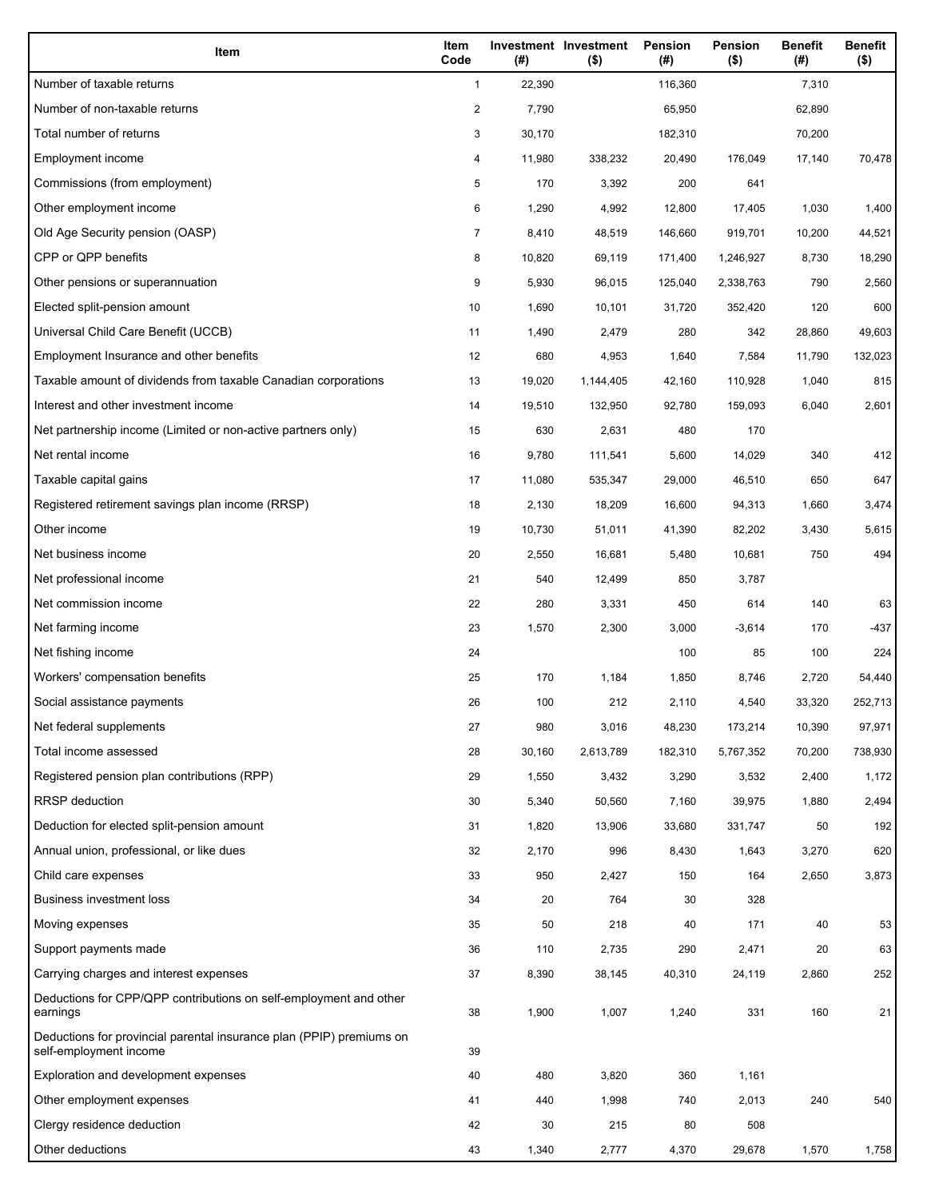| Item | Item Code | Investment (#) | Investment ($) | Pension (#) | Pension ($) | Benefit (#) | Benefit ($) |
|---|---|---|---|---|---|---|---|
| Number of taxable returns | 1 | 22,390 | | 116,360 | | 7,310 | |
| Number of non-taxable returns | 2 | 7,790 | | 65,950 | | 62,890 | |
| Total number of returns | 3 | 30,170 | | 182,310 | | 70,200 | |
| Employment income | 4 | 11,980 | 338,232 | 20,490 | 176,049 | 17,140 | 70,478 |
| Commissions (from employment) | 5 | 170 | 3,392 | 200 | 641 | | |
| Other employment income | 6 | 1,290 | 4,992 | 12,800 | 17,405 | 1,030 | 1,400 |
| Old Age Security pension (OASP) | 7 | 8,410 | 48,519 | 146,660 | 919,701 | 10,200 | 44,521 |
| CPP or QPP benefits | 8 | 10,820 | 69,119 | 171,400 | 1,246,927 | 8,730 | 18,290 |
| Other pensions or superannuation | 9 | 5,930 | 96,015 | 125,040 | 2,338,763 | 790 | 2,560 |
| Elected split-pension amount | 10 | 1,690 | 10,101 | 31,720 | 352,420 | 120 | 600 |
| Universal Child Care Benefit (UCCB) | 11 | 1,490 | 2,479 | 280 | 342 | 28,860 | 49,603 |
| Employment Insurance and other benefits | 12 | 680 | 4,953 | 1,640 | 7,584 | 11,790 | 132,023 |
| Taxable amount of dividends from taxable Canadian corporations | 13 | 19,020 | 1,144,405 | 42,160 | 110,928 | 1,040 | 815 |
| Interest and other investment income | 14 | 19,510 | 132,950 | 92,780 | 159,093 | 6,040 | 2,601 |
| Net partnership income (Limited or non-active partners only) | 15 | 630 | 2,631 | 480 | 170 | | |
| Net rental income | 16 | 9,780 | 111,541 | 5,600 | 14,029 | 340 | 412 |
| Taxable capital gains | 17 | 11,080 | 535,347 | 29,000 | 46,510 | 650 | 647 |
| Registered retirement savings plan income (RRSP) | 18 | 2,130 | 18,209 | 16,600 | 94,313 | 1,660 | 3,474 |
| Other income | 19 | 10,730 | 51,011 | 41,390 | 82,202 | 3,430 | 5,615 |
| Net business income | 20 | 2,550 | 16,681 | 5,480 | 10,681 | 750 | 494 |
| Net professional income | 21 | 540 | 12,499 | 850 | 3,787 | | |
| Net commission income | 22 | 280 | 3,331 | 450 | 614 | 140 | 63 |
| Net farming income | 23 | 1,570 | 2,300 | 3,000 | -3,614 | 170 | -437 |
| Net fishing income | 24 | | | 100 | 85 | 100 | 224 |
| Workers' compensation benefits | 25 | 170 | 1,184 | 1,850 | 8,746 | 2,720 | 54,440 |
| Social assistance payments | 26 | 100 | 212 | 2,110 | 4,540 | 33,320 | 252,713 |
| Net federal supplements | 27 | 980 | 3,016 | 48,230 | 173,214 | 10,390 | 97,971 |
| Total income assessed | 28 | 30,160 | 2,613,789 | 182,310 | 5,767,352 | 70,200 | 738,930 |
| Registered pension plan contributions (RPP) | 29 | 1,550 | 3,432 | 3,290 | 3,532 | 2,400 | 1,172 |
| RRSP deduction | 30 | 5,340 | 50,560 | 7,160 | 39,975 | 1,880 | 2,494 |
| Deduction for elected split-pension amount | 31 | 1,820 | 13,906 | 33,680 | 331,747 | 50 | 192 |
| Annual union, professional, or like dues | 32 | 2,170 | 996 | 8,430 | 1,643 | 3,270 | 620 |
| Child care expenses | 33 | 950 | 2,427 | 150 | 164 | 2,650 | 3,873 |
| Business investment loss | 34 | 20 | 764 | 30 | 328 | | |
| Moving expenses | 35 | 50 | 218 | 40 | 171 | 40 | 53 |
| Support payments made | 36 | 110 | 2,735 | 290 | 2,471 | 20 | 63 |
| Carrying charges and interest expenses | 37 | 8,390 | 38,145 | 40,310 | 24,119 | 2,860 | 252 |
| Deductions for CPP/QPP contributions on self-employment and other earnings | 38 | 1,900 | 1,007 | 1,240 | 331 | 160 | 21 |
| Deductions for provincial parental insurance plan (PPIP) premiums on self-employment income | 39 | | | | | | |
| Exploration and development expenses | 40 | 480 | 3,820 | 360 | 1,161 | | |
| Other employment expenses | 41 | 440 | 1,998 | 740 | 2,013 | 240 | 540 |
| Clergy residence deduction | 42 | 30 | 215 | 80 | 508 | | |
| Other deductions | 43 | 1,340 | 2,777 | 4,370 | 29,678 | 1,570 | 1,758 |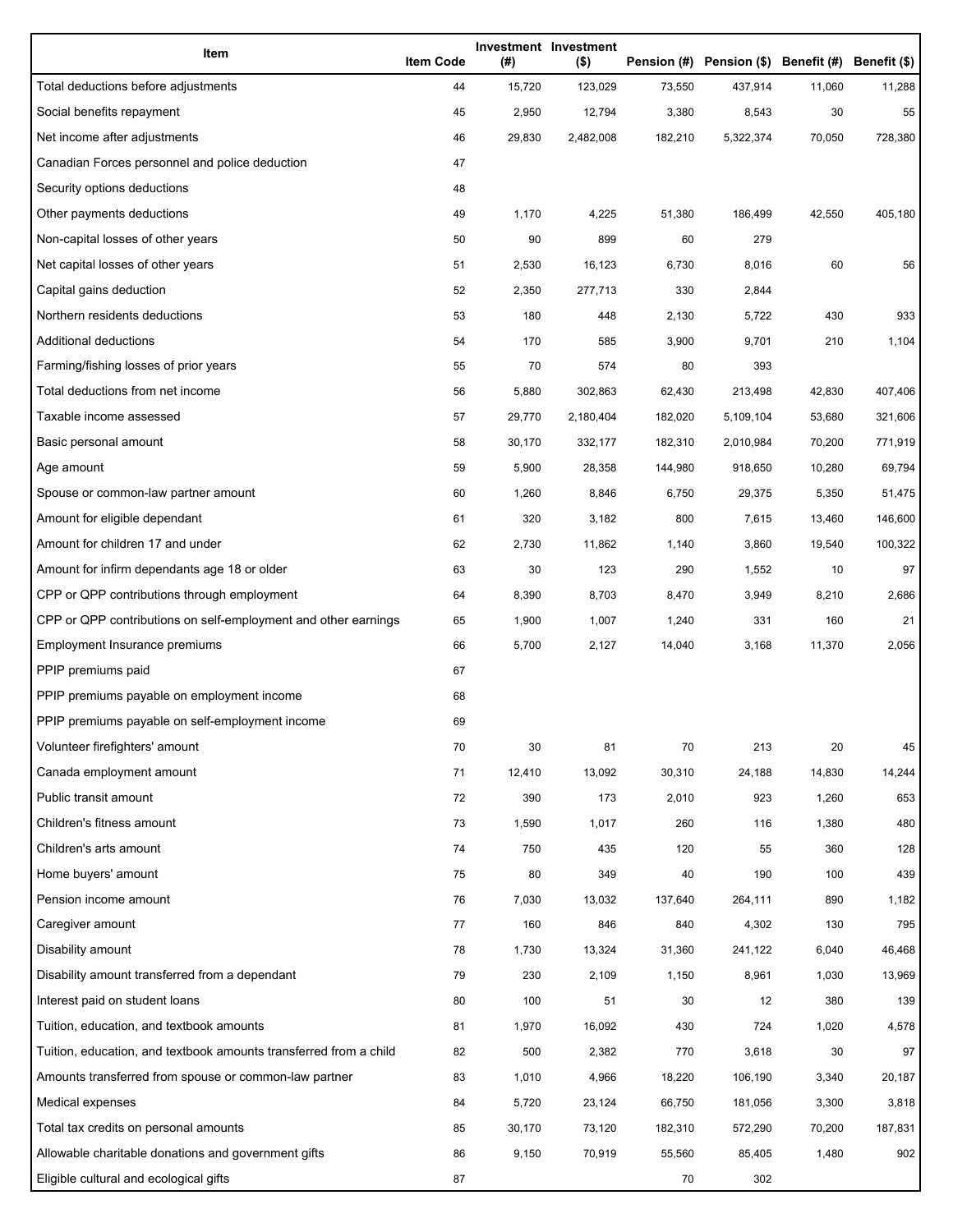| Item | Item Code | Investment (#) | Investment ($) | Pension (#) | Pension ($) | Benefit (#) | Benefit ($) |
|---|---|---|---|---|---|---|---|
| Total deductions before adjustments | 44 | 15,720 | 123,029 | 73,550 | 437,914 | 11,060 | 11,288 |
| Social benefits repayment | 45 | 2,950 | 12,794 | 3,380 | 8,543 | 30 | 55 |
| Net income after adjustments | 46 | 29,830 | 2,482,008 | 182,210 | 5,322,374 | 70,050 | 728,380 |
| Canadian Forces personnel and police deduction | 47 | | | | | | |
| Security options deductions | 48 | | | | | | |
| Other payments deductions | 49 | 1,170 | 4,225 | 51,380 | 186,499 | 42,550 | 405,180 |
| Non-capital losses of other years | 50 | 90 | 899 | 60 | 279 | | |
| Net capital losses of other years | 51 | 2,530 | 16,123 | 6,730 | 8,016 | 60 | 56 |
| Capital gains deduction | 52 | 2,350 | 277,713 | 330 | 2,844 | | |
| Northern residents deductions | 53 | 180 | 448 | 2,130 | 5,722 | 430 | 933 |
| Additional deductions | 54 | 170 | 585 | 3,900 | 9,701 | 210 | 1,104 |
| Farming/fishing losses of prior years | 55 | 70 | 574 | 80 | 393 | | |
| Total deductions from net income | 56 | 5,880 | 302,863 | 62,430 | 213,498 | 42,830 | 407,406 |
| Taxable income assessed | 57 | 29,770 | 2,180,404 | 182,020 | 5,109,104 | 53,680 | 321,606 |
| Basic personal amount | 58 | 30,170 | 332,177 | 182,310 | 2,010,984 | 70,200 | 771,919 |
| Age amount | 59 | 5,900 | 28,358 | 144,980 | 918,650 | 10,280 | 69,794 |
| Spouse or common-law partner amount | 60 | 1,260 | 8,846 | 6,750 | 29,375 | 5,350 | 51,475 |
| Amount for eligible dependant | 61 | 320 | 3,182 | 800 | 7,615 | 13,460 | 146,600 |
| Amount for children 17 and under | 62 | 2,730 | 11,862 | 1,140 | 3,860 | 19,540 | 100,322 |
| Amount for infirm dependants age 18 or older | 63 | 30 | 123 | 290 | 1,552 | 10 | 97 |
| CPP or QPP contributions through employment | 64 | 8,390 | 8,703 | 8,470 | 3,949 | 8,210 | 2,686 |
| CPP or QPP contributions on self-employment and other earnings | 65 | 1,900 | 1,007 | 1,240 | 331 | 160 | 21 |
| Employment Insurance premiums | 66 | 5,700 | 2,127 | 14,040 | 3,168 | 11,370 | 2,056 |
| PPIP premiums paid | 67 | | | | | | |
| PPIP premiums payable on employment income | 68 | | | | | | |
| PPIP premiums payable on self-employment income | 69 | | | | | | |
| Volunteer firefighters' amount | 70 | 30 | 81 | 70 | 213 | 20 | 45 |
| Canada employment amount | 71 | 12,410 | 13,092 | 30,310 | 24,188 | 14,830 | 14,244 |
| Public transit amount | 72 | 390 | 173 | 2,010 | 923 | 1,260 | 653 |
| Children's fitness amount | 73 | 1,590 | 1,017 | 260 | 116 | 1,380 | 480 |
| Children's arts amount | 74 | 750 | 435 | 120 | 55 | 360 | 128 |
| Home buyers' amount | 75 | 80 | 349 | 40 | 190 | 100 | 439 |
| Pension income amount | 76 | 7,030 | 13,032 | 137,640 | 264,111 | 890 | 1,182 |
| Caregiver amount | 77 | 160 | 846 | 840 | 4,302 | 130 | 795 |
| Disability amount | 78 | 1,730 | 13,324 | 31,360 | 241,122 | 6,040 | 46,468 |
| Disability amount transferred from a dependant | 79 | 230 | 2,109 | 1,150 | 8,961 | 1,030 | 13,969 |
| Interest paid on student loans | 80 | 100 | 51 | 30 | 12 | 380 | 139 |
| Tuition, education, and textbook amounts | 81 | 1,970 | 16,092 | 430 | 724 | 1,020 | 4,578 |
| Tuition, education, and textbook amounts transferred from a child | 82 | 500 | 2,382 | 770 | 3,618 | 30 | 97 |
| Amounts transferred from spouse or common-law partner | 83 | 1,010 | 4,966 | 18,220 | 106,190 | 3,340 | 20,187 |
| Medical expenses | 84 | 5,720 | 23,124 | 66,750 | 181,056 | 3,300 | 3,818 |
| Total tax credits on personal amounts | 85 | 30,170 | 73,120 | 182,310 | 572,290 | 70,200 | 187,831 |
| Allowable charitable donations and government gifts | 86 | 9,150 | 70,919 | 55,560 | 85,405 | 1,480 | 902 |
| Eligible cultural and ecological gifts | 87 | | | 70 | 302 | | |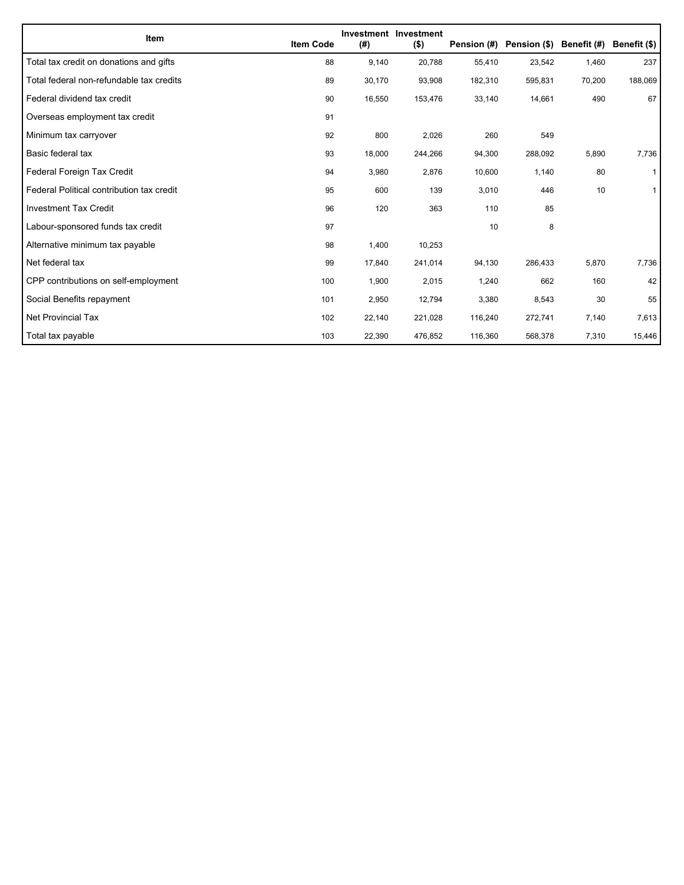| Item | Item Code | Investment (#) | Investment ($) | Pension (#) | Pension ($) | Benefit (#) | Benefit ($) |
|---|---|---|---|---|---|---|---|
| Total tax credit on donations and gifts | 88 | 9,140 | 20,788 | 55,410 | 23,542 | 1,460 | 237 |
| Total federal non-refundable tax credits | 89 | 30,170 | 93,908 | 182,310 | 595,831 | 70,200 | 188,069 |
| Federal dividend tax credit | 90 | 16,550 | 153,476 | 33,140 | 14,661 | 490 | 67 |
| Overseas employment tax credit | 91 | | | | | | |
| Minimum tax carryover | 92 | 800 | 2,026 | 260 | 549 | | |
| Basic federal tax | 93 | 18,000 | 244,266 | 94,300 | 288,092 | 5,890 | 7,736 |
| Federal Foreign Tax Credit | 94 | 3,980 | 2,876 | 10,600 | 1,140 | 80 | 1 |
| Federal Political contribution tax credit | 95 | 600 | 139 | 3,010 | 446 | 10 | 1 |
| Investment Tax Credit | 96 | 120 | 363 | 110 | 85 | | |
| Labour-sponsored funds tax credit | 97 | | | 10 | 8 | | |
| Alternative minimum tax payable | 98 | 1,400 | 10,253 | | | | |
| Net federal tax | 99 | 17,840 | 241,014 | 94,130 | 286,433 | 5,870 | 7,736 |
| CPP contributions on self-employment | 100 | 1,900 | 2,015 | 1,240 | 662 | 160 | 42 |
| Social Benefits repayment | 101 | 2,950 | 12,794 | 3,380 | 8,543 | 30 | 55 |
| Net Provincial Tax | 102 | 22,140 | 221,028 | 116,240 | 272,741 | 7,140 | 7,613 |
| Total tax payable | 103 | 22,390 | 476,852 | 116,360 | 568,378 | 7,310 | 15,446 |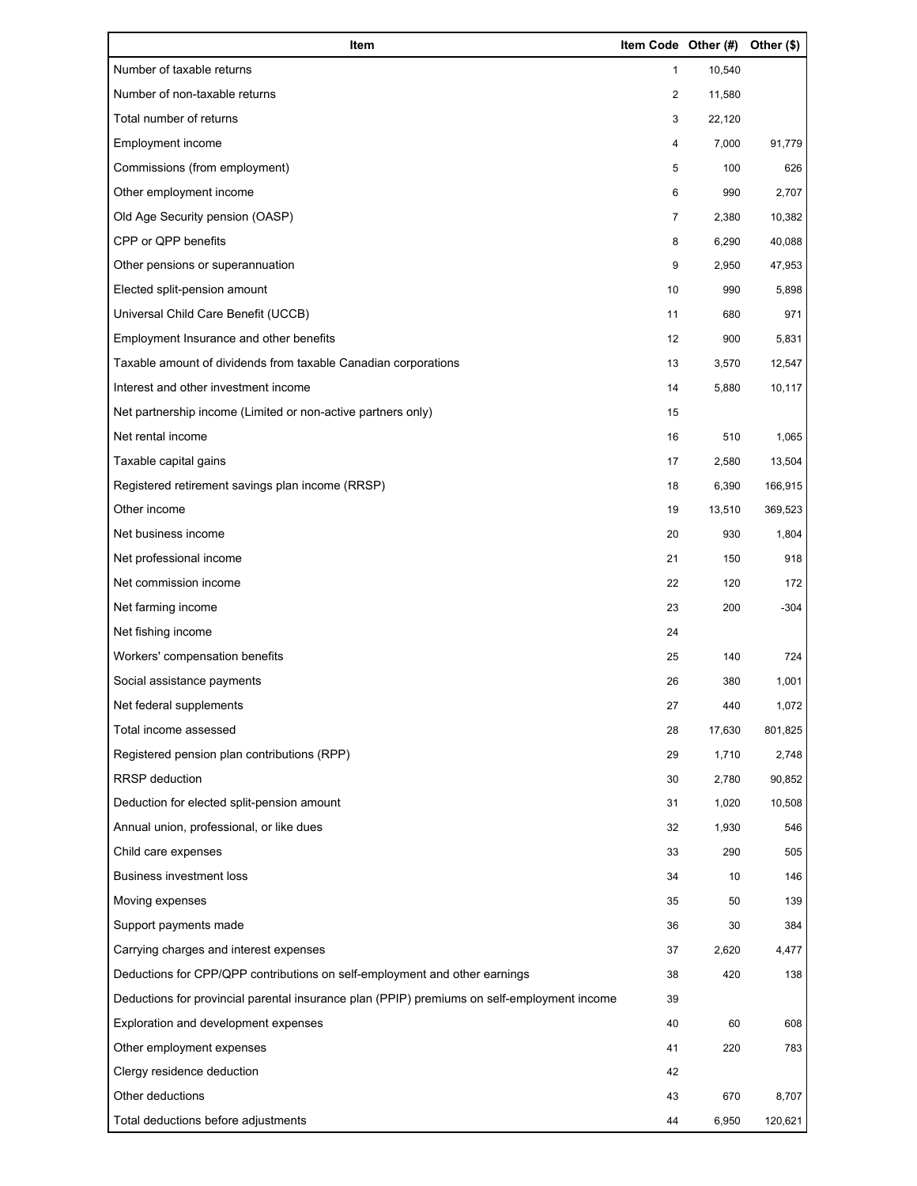| Item | Item Code | Other (#) | Other ($) |
|---|---|---|---|
| Number of taxable returns | 1 | 10,540 | |
| Number of non-taxable returns | 2 | 11,580 | |
| Total number of returns | 3 | 22,120 | |
| Employment income | 4 | 7,000 | 91,779 |
| Commissions (from employment) | 5 | 100 | 626 |
| Other employment income | 6 | 990 | 2,707 |
| Old Age Security pension (OASP) | 7 | 2,380 | 10,382 |
| CPP or QPP benefits | 8 | 6,290 | 40,088 |
| Other pensions or superannuation | 9 | 2,950 | 47,953 |
| Elected split-pension amount | 10 | 990 | 5,898 |
| Universal Child Care Benefit (UCCB) | 11 | 680 | 971 |
| Employment Insurance and other benefits | 12 | 900 | 5,831 |
| Taxable amount of dividends from taxable Canadian corporations | 13 | 3,570 | 12,547 |
| Interest and other investment income | 14 | 5,880 | 10,117 |
| Net partnership income (Limited or non-active partners only) | 15 | | |
| Net rental income | 16 | 510 | 1,065 |
| Taxable capital gains | 17 | 2,580 | 13,504 |
| Registered retirement savings plan income (RRSP) | 18 | 6,390 | 166,915 |
| Other income | 19 | 13,510 | 369,523 |
| Net business income | 20 | 930 | 1,804 |
| Net professional income | 21 | 150 | 918 |
| Net commission income | 22 | 120 | 172 |
| Net farming income | 23 | 200 | -304 |
| Net fishing income | 24 | | |
| Workers' compensation benefits | 25 | 140 | 724 |
| Social assistance payments | 26 | 380 | 1,001 |
| Net federal supplements | 27 | 440 | 1,072 |
| Total income assessed | 28 | 17,630 | 801,825 |
| Registered pension plan contributions (RPP) | 29 | 1,710 | 2,748 |
| RRSP deduction | 30 | 2,780 | 90,852 |
| Deduction for elected split-pension amount | 31 | 1,020 | 10,508 |
| Annual union, professional, or like dues | 32 | 1,930 | 546 |
| Child care expenses | 33 | 290 | 505 |
| Business investment loss | 34 | 10 | 146 |
| Moving expenses | 35 | 50 | 139 |
| Support payments made | 36 | 30 | 384 |
| Carrying charges and interest expenses | 37 | 2,620 | 4,477 |
| Deductions for CPP/QPP contributions on self-employment and other earnings | 38 | 420 | 138 |
| Deductions for provincial parental insurance plan (PPIP) premiums on self-employment income | 39 | | |
| Exploration and development expenses | 40 | 60 | 608 |
| Other employment expenses | 41 | 220 | 783 |
| Clergy residence deduction | 42 | | |
| Other deductions | 43 | 670 | 8,707 |
| Total deductions before adjustments | 44 | 6,950 | 120,621 |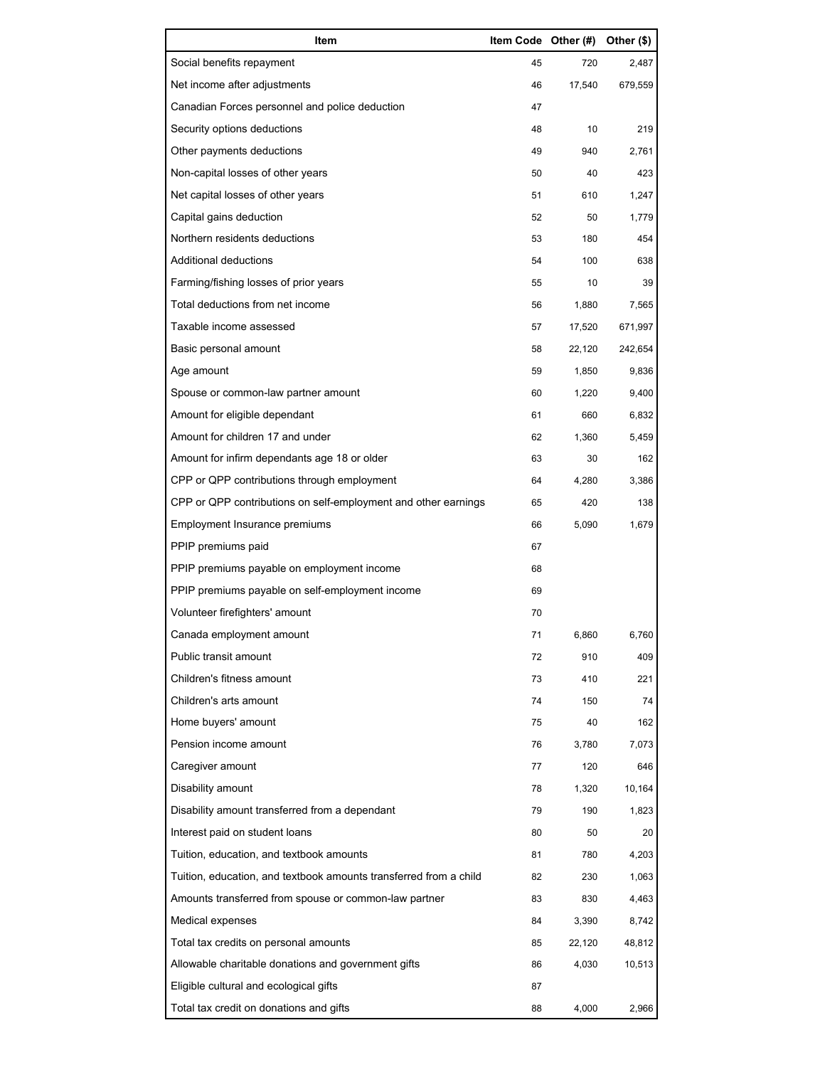| Item | Item Code | Other (#) | Other ($) |
|---|---|---|---|
| Social benefits repayment | 45 | 720 | 2,487 |
| Net income after adjustments | 46 | 17,540 | 679,559 |
| Canadian Forces personnel and police deduction | 47 | | |
| Security options deductions | 48 | 10 | 219 |
| Other payments deductions | 49 | 940 | 2,761 |
| Non-capital losses of other years | 50 | 40 | 423 |
| Net capital losses of other years | 51 | 610 | 1,247 |
| Capital gains deduction | 52 | 50 | 1,779 |
| Northern residents deductions | 53 | 180 | 454 |
| Additional deductions | 54 | 100 | 638 |
| Farming/fishing losses of prior years | 55 | 10 | 39 |
| Total deductions from net income | 56 | 1,880 | 7,565 |
| Taxable income assessed | 57 | 17,520 | 671,997 |
| Basic personal amount | 58 | 22,120 | 242,654 |
| Age amount | 59 | 1,850 | 9,836 |
| Spouse or common-law partner amount | 60 | 1,220 | 9,400 |
| Amount for eligible dependant | 61 | 660 | 6,832 |
| Amount for children 17 and under | 62 | 1,360 | 5,459 |
| Amount for infirm dependants age 18 or older | 63 | 30 | 162 |
| CPP or QPP contributions through employment | 64 | 4,280 | 3,386 |
| CPP or QPP contributions on self-employment and other earnings | 65 | 420 | 138 |
| Employment Insurance premiums | 66 | 5,090 | 1,679 |
| PPIP premiums paid | 67 | | |
| PPIP premiums payable on employment income | 68 | | |
| PPIP premiums payable on self-employment income | 69 | | |
| Volunteer firefighters' amount | 70 | | |
| Canada employment amount | 71 | 6,860 | 6,760 |
| Public transit amount | 72 | 910 | 409 |
| Children's fitness amount | 73 | 410 | 221 |
| Children's arts amount | 74 | 150 | 74 |
| Home buyers' amount | 75 | 40 | 162 |
| Pension income amount | 76 | 3,780 | 7,073 |
| Caregiver amount | 77 | 120 | 646 |
| Disability amount | 78 | 1,320 | 10,164 |
| Disability amount transferred from a dependant | 79 | 190 | 1,823 |
| Interest paid on student loans | 80 | 50 | 20 |
| Tuition, education, and textbook amounts | 81 | 780 | 4,203 |
| Tuition, education, and textbook amounts transferred from a child | 82 | 230 | 1,063 |
| Amounts transferred from spouse or common-law partner | 83 | 830 | 4,463 |
| Medical expenses | 84 | 3,390 | 8,742 |
| Total tax credits on personal amounts | 85 | 22,120 | 48,812 |
| Allowable charitable donations and government gifts | 86 | 4,030 | 10,513 |
| Eligible cultural and ecological gifts | 87 | | |
| Total tax credit on donations and gifts | 88 | 4,000 | 2,966 |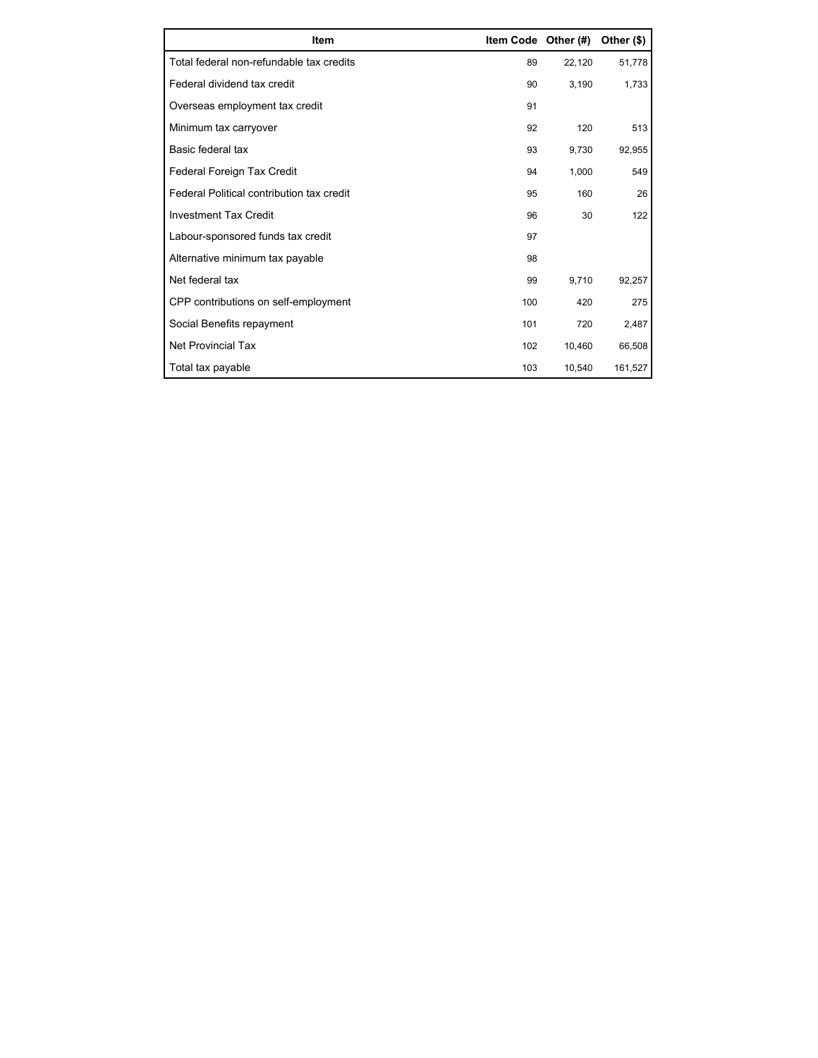| Item | Item Code | Other (#) | Other ($) |
| --- | --- | --- | --- |
| Total federal non-refundable tax credits | 89 | 22,120 | 51,778 |
| Federal dividend tax credit | 90 | 3,190 | 1,733 |
| Overseas employment tax credit | 91 | | |
| Minimum tax carryover | 92 | 120 | 513 |
| Basic federal tax | 93 | 9,730 | 92,955 |
| Federal Foreign Tax Credit | 94 | 1,000 | 549 |
| Federal Political contribution tax credit | 95 | 160 | 26 |
| Investment Tax Credit | 96 | 30 | 122 |
| Labour-sponsored funds tax credit | 97 | | |
| Alternative minimum tax payable | 98 | | |
| Net federal tax | 99 | 9,710 | 92,257 |
| CPP contributions on self-employment | 100 | 420 | 275 |
| Social Benefits repayment | 101 | 720 | 2,487 |
| Net Provincial Tax | 102 | 10,460 | 66,508 |
| Total tax payable | 103 | 10,540 | 161,527 |